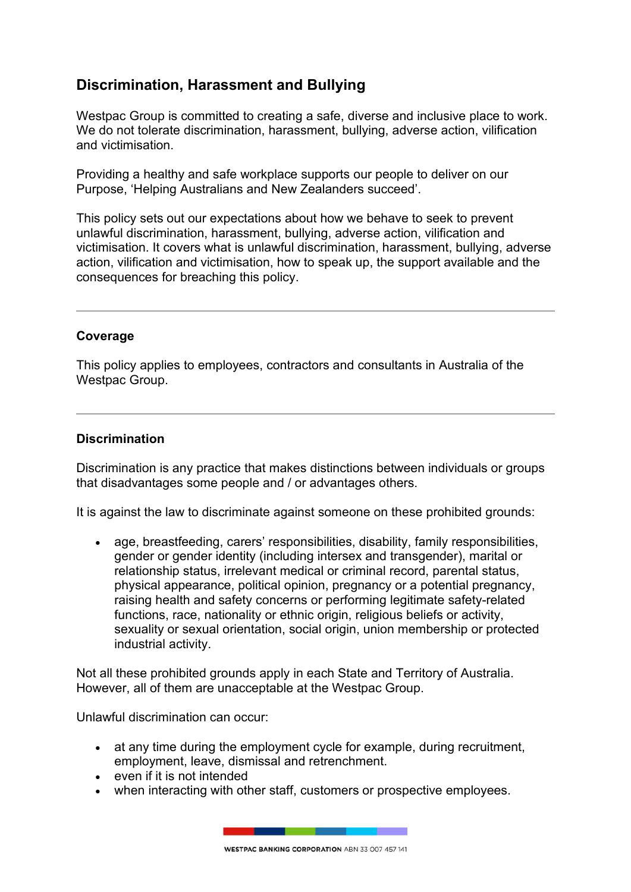## Discrimination, Harassment and Bullying

Westpac Group is committed to creating a safe, diverse and inclusive place to work. We do not tolerate discrimination, harassment, bullying, adverse action, vilification and victimisation.

Providing a healthy and safe workplace supports our people to deliver on our Purpose, 'Helping Australians and New Zealanders succeed'.

This policy sets out our expectations about how we behave to seek to prevent unlawful discrimination, harassment, bullying, adverse action, vilification and victimisation. It covers what is unlawful discrimination, harassment, bullying, adverse action, vilification and victimisation, how to speak up, the support available and the consequences for breaching this policy.

---

### Coverage

This policy applies to employees, contractors and consultants in Australia of the Westpac Group.

---

### Discrimination

Discrimination is any practice that makes distinctions between individuals or groups that disadvantages some people and / or advantages others.

It is against the law to discriminate against someone on these prohibited grounds:

- age, breastfeeding, carers' responsibilities, disability, family responsibilities, gender or gender identity (including intersex and transgender), marital or relationship status, irrelevant medical or criminal record, parental status, physical appearance, political opinion, pregnancy or a potential pregnancy, raising health and safety concerns or performing legitimate safety-related functions, race, nationality or ethnic origin, religious beliefs or activity, sexuality or sexual orientation, social origin, union membership or protected industrial activity.

Not all these prohibited grounds apply in each State and Territory of Australia. However, all of them are unacceptable at the Westpac Group.

Unlawful discrimination can occur:

- at any time during the employment cycle for example, during recruitment, employment, leave, dismissal and retrenchment.
- even if it is not intended
- when interacting with other staff, customers or prospective employees.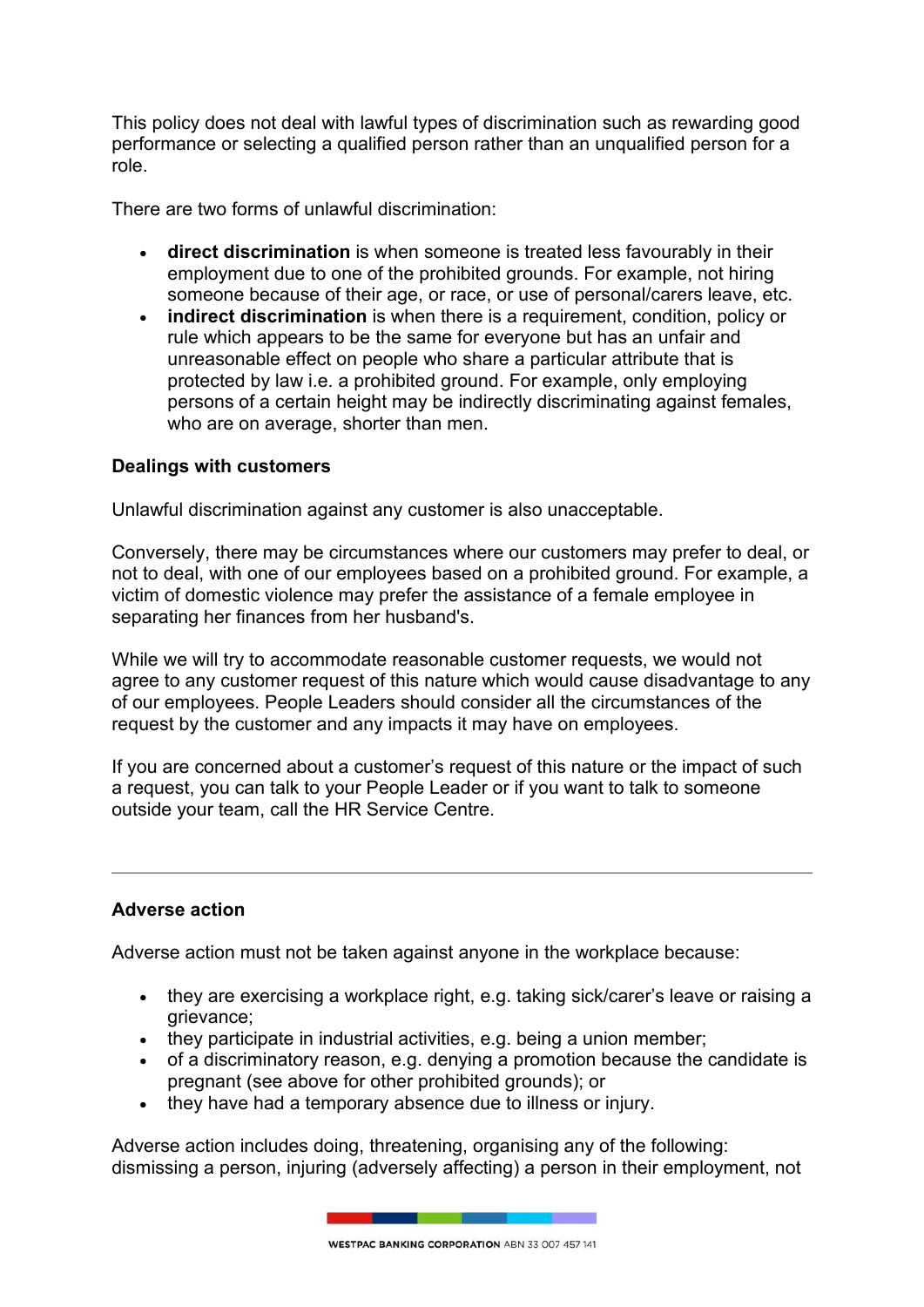This policy does not deal with lawful types of discrimination such as rewarding good performance or selecting a qualified person rather than an unqualified person for a role.

There are two forms of unlawful discrimination:

- **direct discrimination** is when someone is treated less favourably in their employment due to one of the prohibited grounds. For example, not hiring someone because of their age, or race, or use of personal/carers leave, etc.
- **indirect discrimination** is when there is a requirement, condition, policy or rule which appears to be the same for everyone but has an unfair and unreasonable effect on people who share a particular attribute that is protected by law i.e. a prohibited ground. For example, only employing persons of a certain height may be indirectly discriminating against females, who are on average, shorter than men.

**Dealings with customers**

Unlawful discrimination against any customer is also unacceptable.

Conversely, there may be circumstances where our customers may prefer to deal, or not to deal, with one of our employees based on a prohibited ground. For example, a victim of domestic violence may prefer the assistance of a female employee in separating her finances from her husband's.

While we will try to accommodate reasonable customer requests, we would not agree to any customer request of this nature which would cause disadvantage to any of our employees. People Leaders should consider all the circumstances of the request by the customer and any impacts it may have on employees.

If you are concerned about a customer's request of this nature or the impact of such a request, you can talk to your People Leader or if you want to talk to someone outside your team, call the HR Service Centre.

---

**Adverse action**

Adverse action must not be taken against anyone in the workplace because:

- they are exercising a workplace right, e.g. taking sick/carer's leave or raising a grievance;
- they participate in industrial activities, e.g. being a union member;
- of a discriminatory reason, e.g. denying a promotion because the candidate is pregnant (see above for other prohibited grounds); or
- they have had a temporary absence due to illness or injury.

Adverse action includes doing, threatening, organising any of the following: dismissing a person, injuring (adversely affecting) a person in their employment, not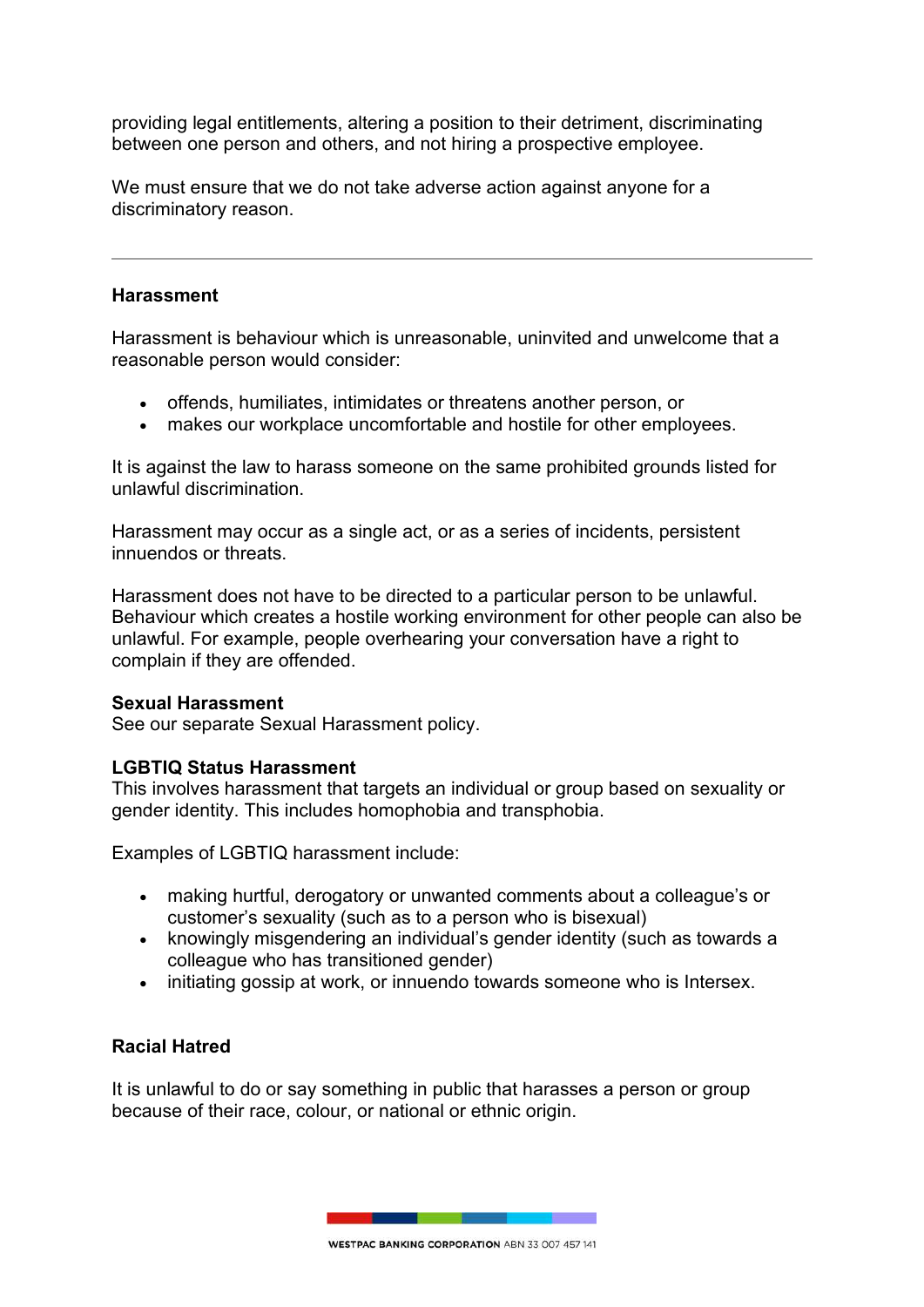providing legal entitlements, altering a position to their detriment, discriminating between one person and others, and not hiring a prospective employee.

We must ensure that we do not take adverse action against anyone for a discriminatory reason.

---

**Harassment**

Harassment is behaviour which is unreasonable, uninvited and unwelcome that a reasonable person would consider:

- offends, humiliates, intimidates or threatens another person, or
- makes our workplace uncomfortable and hostile for other employees.

It is against the law to harass someone on the same prohibited grounds listed for unlawful discrimination.

Harassment may occur as a single act, or as a series of incidents, persistent innuendos or threats.

Harassment does not have to be directed to a particular person to be unlawful. Behaviour which creates a hostile working environment for other people can also be unlawful. For example, people overhearing your conversation have a right to complain if they are offended.

**Sexual Harassment**
See our separate Sexual Harassment policy.

**LGBTIQ Status Harassment**
This involves harassment that targets an individual or group based on sexuality or gender identity. This includes homophobia and transphobia.

Examples of LGBTIQ harassment include:

- making hurtful, derogatory or unwanted comments about a colleague's or customer's sexuality (such as to a person who is bisexual)
- knowingly misgendering an individual's gender identity (such as towards a colleague who has transitioned gender)
- initiating gossip at work, or innuendo towards someone who is Intersex.

**Racial Hatred**

It is unlawful to do or say something in public that harasses a person or group because of their race, colour, or national or ethnic origin.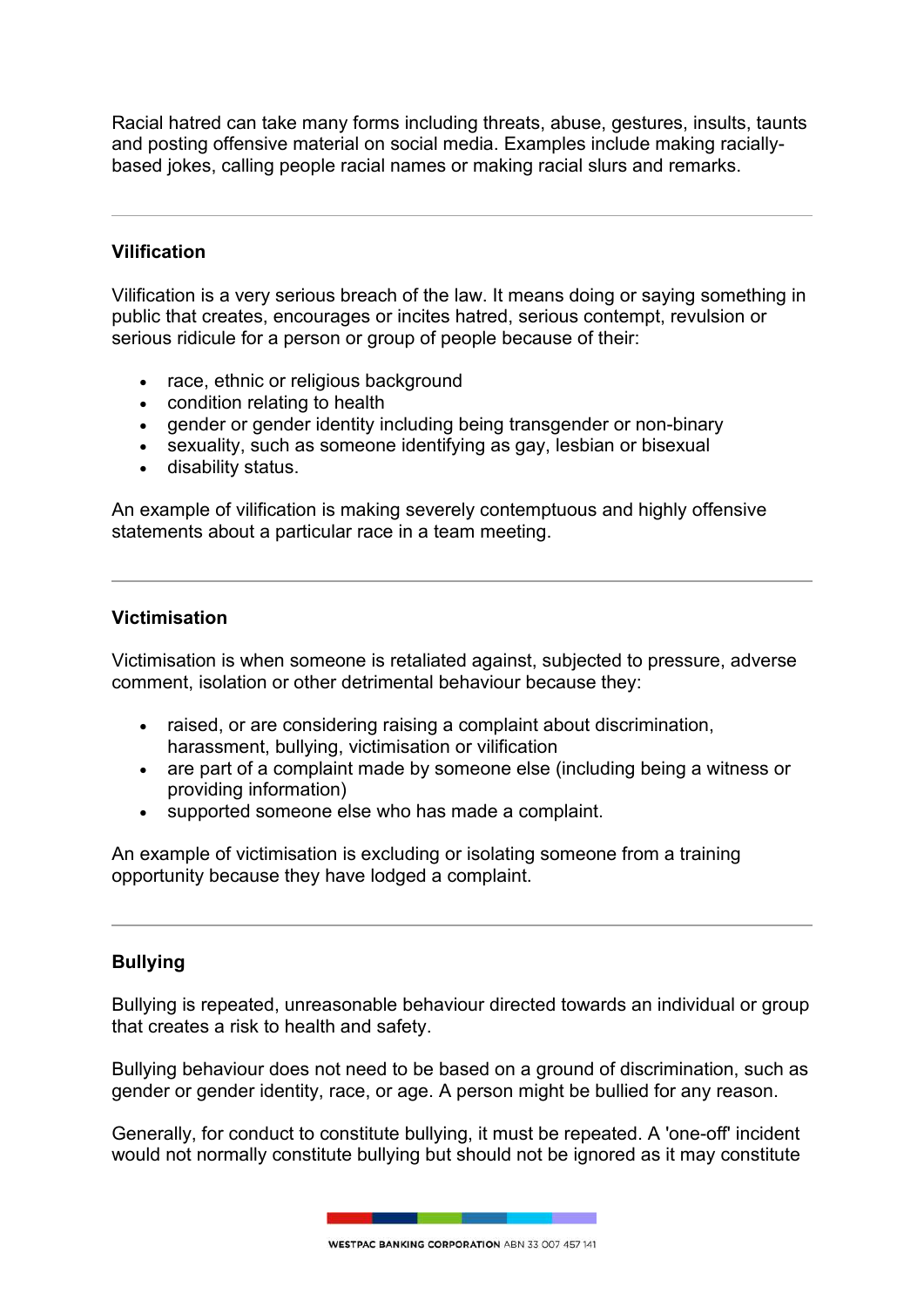Racial hatred can take many forms including threats, abuse, gestures, insults, taunts and posting offensive material on social media. Examples include making racially-based jokes, calling people racial names or making racial slurs and remarks.

---

### Vilification

Vilification is a very serious breach of the law. It means doing or saying something in public that creates, encourages or incites hatred, serious contempt, revulsion or serious ridicule for a person or group of people because of their:

- race, ethnic or religious background
- condition relating to health
- gender or gender identity including being transgender or non-binary
- sexuality, such as someone identifying as gay, lesbian or bisexual
- disability status.

An example of vilification is making severely contemptuous and highly offensive statements about a particular race in a team meeting.

---

### Victimisation

Victimisation is when someone is retaliated against, subjected to pressure, adverse comment, isolation or other detrimental behaviour because they:

- raised, or are considering raising a complaint about discrimination, harassment, bullying, victimisation or vilification
- are part of a complaint made by someone else (including being a witness or providing information)
- supported someone else who has made a complaint.

An example of victimisation is excluding or isolating someone from a training opportunity because they have lodged a complaint.

---

### Bullying

Bullying is repeated, unreasonable behaviour directed towards an individual or group that creates a risk to health and safety.

Bullying behaviour does not need to be based on a ground of discrimination, such as gender or gender identity, race, or age. A person might be bullied for any reason.

Generally, for conduct to constitute bullying, it must be repeated. A 'one-off' incident would not normally constitute bullying but should not be ignored as it may constitute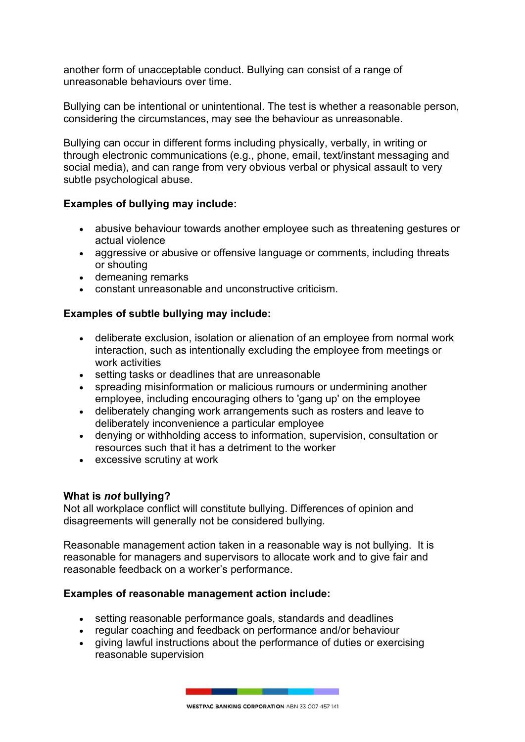another form of unacceptable conduct. Bullying can consist of a range of unreasonable behaviours over time.

Bullying can be intentional or unintentional. The test is whether a reasonable person, considering the circumstances, may see the behaviour as unreasonable.

Bullying can occur in different forms including physically, verbally, in writing or through electronic communications (e.g., phone, email, text/instant messaging and social media), and can range from very obvious verbal or physical assault to very subtle psychological abuse.

**Examples of bullying may include:**

- abusive behaviour towards another employee such as threatening gestures or actual violence
- aggressive or abusive or offensive language or comments, including threats or shouting
- demeaning remarks
- constant unreasonable and unconstructive criticism.

**Examples of subtle bullying may include:**

- deliberate exclusion, isolation or alienation of an employee from normal work interaction, such as intentionally excluding the employee from meetings or work activities
- setting tasks or deadlines that are unreasonable
- spreading misinformation or malicious rumours or undermining another employee, including encouraging others to 'gang up' on the employee
- deliberately changing work arrangements such as rosters and leave to deliberately inconvenience a particular employee
- denying or withholding access to information, supervision, consultation or resources such that it has a detriment to the worker
- excessive scrutiny at work

**What is *not* bullying?**

Not all workplace conflict will constitute bullying. Differences of opinion and disagreements will generally not be considered bullying.

Reasonable management action taken in a reasonable way is not bullying. It is reasonable for managers and supervisors to allocate work and to give fair and reasonable feedback on a worker's performance.

**Examples of reasonable management action include:**

- setting reasonable performance goals, standards and deadlines
- regular coaching and feedback on performance and/or behaviour
- giving lawful instructions about the performance of duties or exercising reasonable supervision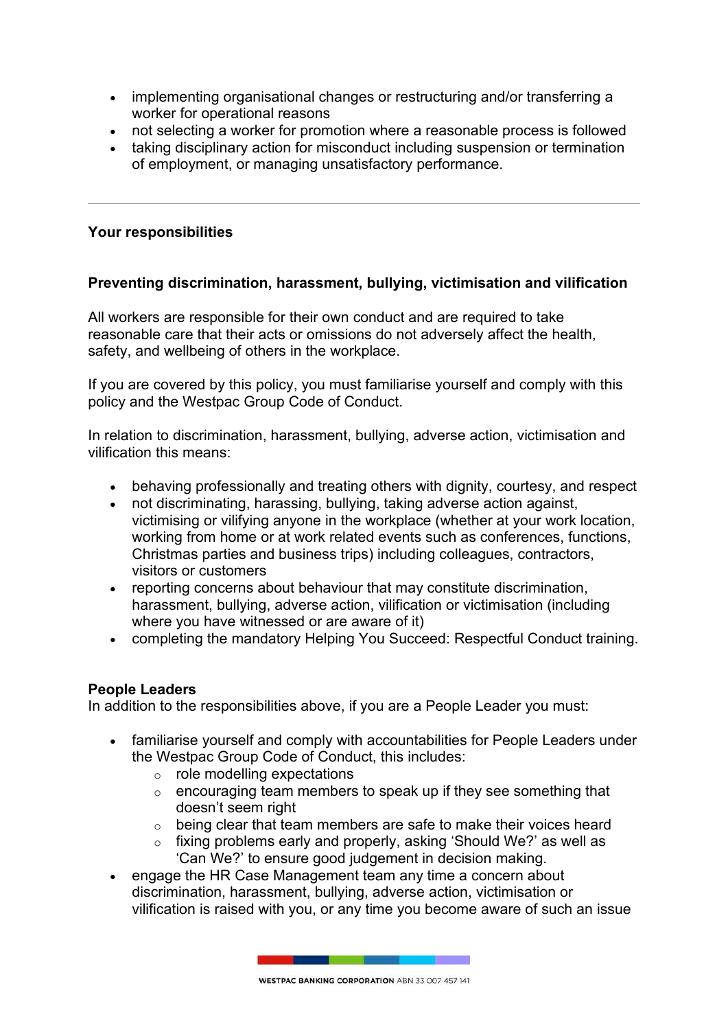- implementing organisational changes or restructuring and/or transferring a worker for operational reasons
- not selecting a worker for promotion where a reasonable process is followed
- taking disciplinary action for misconduct including suspension or termination of employment, or managing unsatisfactory performance.

---

## Your responsibilities

### Preventing discrimination, harassment, bullying, victimisation and vilification

All workers are responsible for their own conduct and are required to take reasonable care that their acts or omissions do not adversely affect the health, safety, and wellbeing of others in the workplace.

If you are covered by this policy, you must familiarise yourself and comply with this policy and the Westpac Group Code of Conduct.

In relation to discrimination, harassment, bullying, adverse action, victimisation and vilification this means:

- behaving professionally and treating others with dignity, courtesy, and respect
- not discriminating, harassing, bullying, taking adverse action against, victimising or vilifying anyone in the workplace (whether at your work location, working from home or at work related events such as conferences, functions, Christmas parties and business trips) including colleagues, contractors, visitors or customers
- reporting concerns about behaviour that may constitute discrimination, harassment, bullying, adverse action, vilification or victimisation (including where you have witnessed or are aware of it)
- completing the mandatory Helping You Succeed: Respectful Conduct training.

### People Leaders

In addition to the responsibilities above, if you are a People Leader you must:

- familiarise yourself and comply with accountabilities for People Leaders under the Westpac Group Code of Conduct, this includes:
  - role modelling expectations
  - encouraging team members to speak up if they see something that doesn't seem right
  - being clear that team members are safe to make their voices heard
  - fixing problems early and properly, asking 'Should We?' as well as 'Can We?' to ensure good judgement in decision making.
- engage the HR Case Management team any time a concern about discrimination, harassment, bullying, adverse action, victimisation or vilification is raised with you, or any time you become aware of such an issue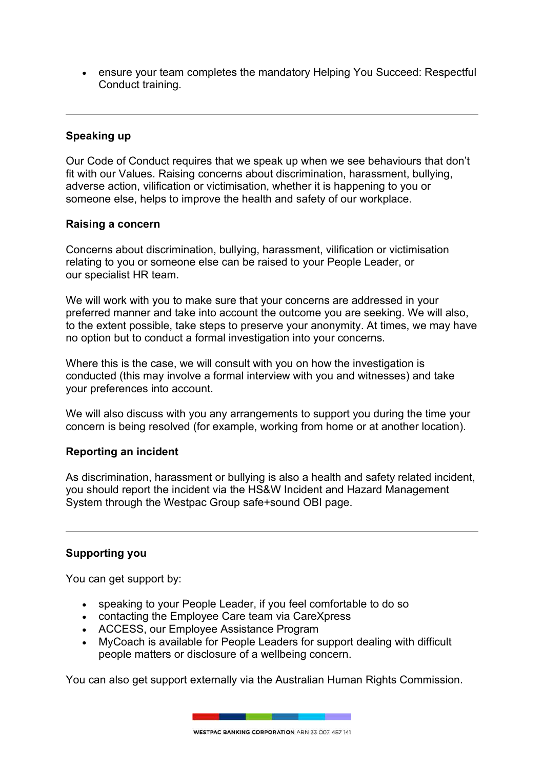- ensure your team completes the mandatory Helping You Succeed: Respectful Conduct training.

---

### Speaking up

Our Code of Conduct requires that we speak up when we see behaviours that don't fit with our Values. Raising concerns about discrimination, harassment, bullying, adverse action, vilification or victimisation, whether it is happening to you or someone else, helps to improve the health and safety of our workplace.

### Raising a concern

Concerns about discrimination, bullying, harassment, vilification or victimisation relating to you or someone else can be raised to your People Leader, or our specialist HR team.

We will work with you to make sure that your concerns are addressed in your preferred manner and take into account the outcome you are seeking. We will also, to the extent possible, take steps to preserve your anonymity. At times, we may have no option but to conduct a formal investigation into your concerns.

Where this is the case, we will consult with you on how the investigation is conducted (this may involve a formal interview with you and witnesses) and take your preferences into account.

We will also discuss with you any arrangements to support you during the time your concern is being resolved (for example, working from home or at another location).

### Reporting an incident

As discrimination, harassment or bullying is also a health and safety related incident, you should report the incident via the HS&W Incident and Hazard Management System through the Westpac Group safe+sound OBI page.

---

### Supporting you

You can get support by:

- speaking to your People Leader, if you feel comfortable to do so
- contacting the Employee Care team via CareXpress
- ACCESS, our Employee Assistance Program
- MyCoach is available for People Leaders for support dealing with difficult people matters or disclosure of a wellbeing concern.

You can also get support externally via the Australian Human Rights Commission.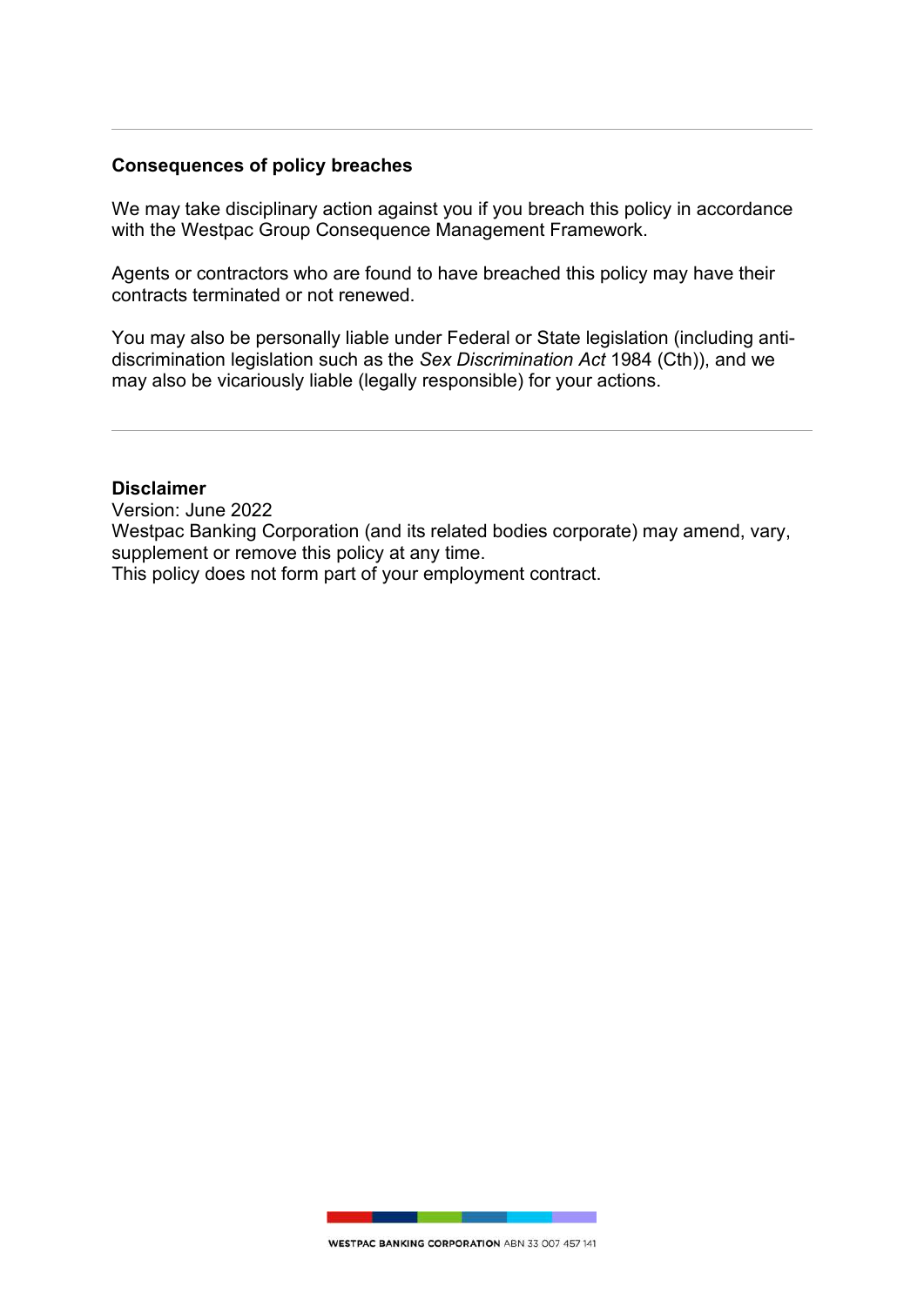**Consequences of policy breaches**

We may take disciplinary action against you if you breach this policy in accordance with the Westpac Group Consequence Management Framework.

Agents or contractors who are found to have breached this policy may have their contracts terminated or not renewed.

You may also be personally liable under Federal or State legislation (including anti-discrimination legislation such as the *Sex Discrimination Act* 1984 (Cth)), and we may also be vicariously liable (legally responsible) for your actions.

---

**Disclaimer**
Version: June 2022
Westpac Banking Corporation (and its related bodies corporate) may amend, vary, supplement or remove this policy at any time.
This policy does not form part of your employment contract.